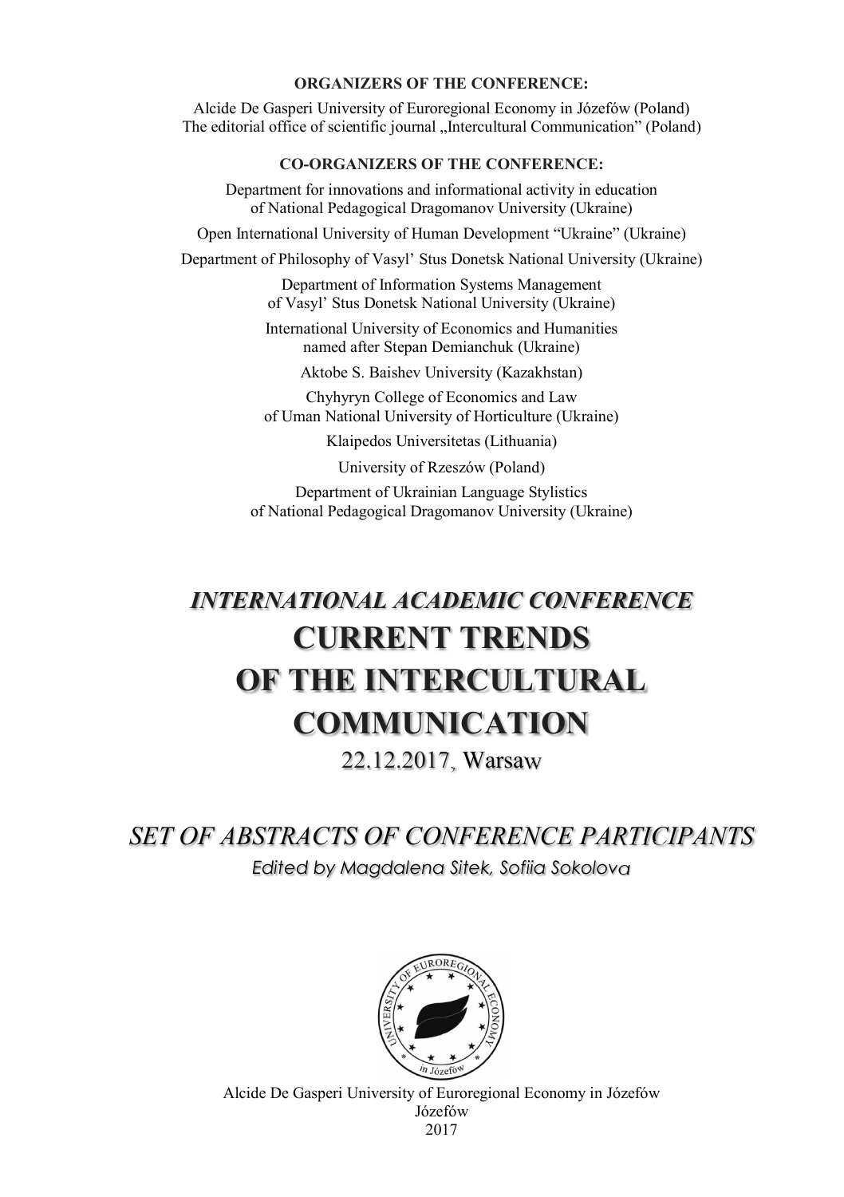**ORGANIZERS OF THE CONFERENCE:**

Alcide De Gasperi University of Euroregional Economy in Józefów (Poland)
The editorial office of scientific journal „Intercultural Communication" (Poland)

**CO-ORGANIZERS OF THE CONFERENCE:**

Department for innovations and informational activity in education of National Pedagogical Dragomanov University (Ukraine)

Open International University of Human Development "Ukraine" (Ukraine)

Department of Philosophy of Vasyl' Stus Donetsk National University (Ukraine)

Department of Information Systems Management of Vasyl' Stus Donetsk National University (Ukraine)

International University of Economics and Humanities named after Stepan Demianchuk (Ukraine)

Aktobe S. Baishev University (Kazakhstan)

Chyhyryn College of Economics and Law of Uman National University of Horticulture (Ukraine)

Klaipedos Universitetas (Lithuania)

University of Rzeszów (Poland)

Department of Ukrainian Language Stylistics of National Pedagogical Dragomanov University (Ukraine)

***INTERNATIONAL ACADEMIC CONFERENCE***

# CURRENT TRENDS OF THE INTERCULTURAL COMMUNICATION

22.12.2017, Warsaw

## *SET OF ABSTRACTS OF CONFERENCE PARTICIPANTS*

*Edited by Magdalena Sitek, Sofiia Sokolova*

Alcide De Gasperi University of Euroregional Economy in Józefów
Józefów
2017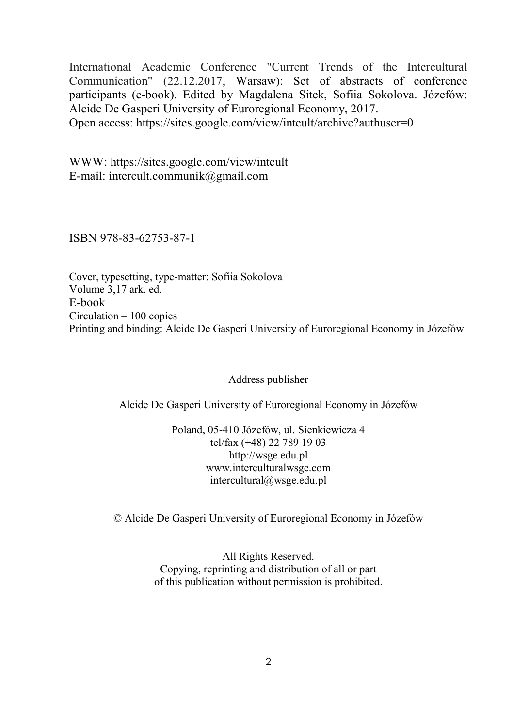International Academic Conference "Current Trends of the Intercultural Communication" (22.12.2017, Warsaw): Set of abstracts of conference participants (e-book). Edited by Magdalena Sitek, Sofiia Sokolova. Józefów: Alcide De Gasperi University of Euroregional Economy, 2017.
Open access: https://sites.google.com/view/intcult/archive?authuser=0

WWW: https://sites.google.com/view/intcult
E-mail: intercult.communik@gmail.com

ISBN 978-83-62753-87-1

Cover, typesetting, type-matter: Sofiia Sokolova
Volume 3,17 ark. ed.
E-book
Circulation – 100 copies
Printing and binding: Alcide De Gasperi University of Euroregional Economy in Józefów

Address publisher

Alcide De Gasperi University of Euroregional Economy in Józefów

Poland, 05-410 Józefów, ul. Sienkiewicza 4
tel/fax (+48) 22 789 19 03
http://wsge.edu.pl
www.interculturalwsge.com
intercultural@wsge.edu.pl

© Alcide De Gasperi University of Euroregional Economy in Józefów

All Rights Reserved.
Copying, reprinting and distribution of all or part of this publication without permission is prohibited.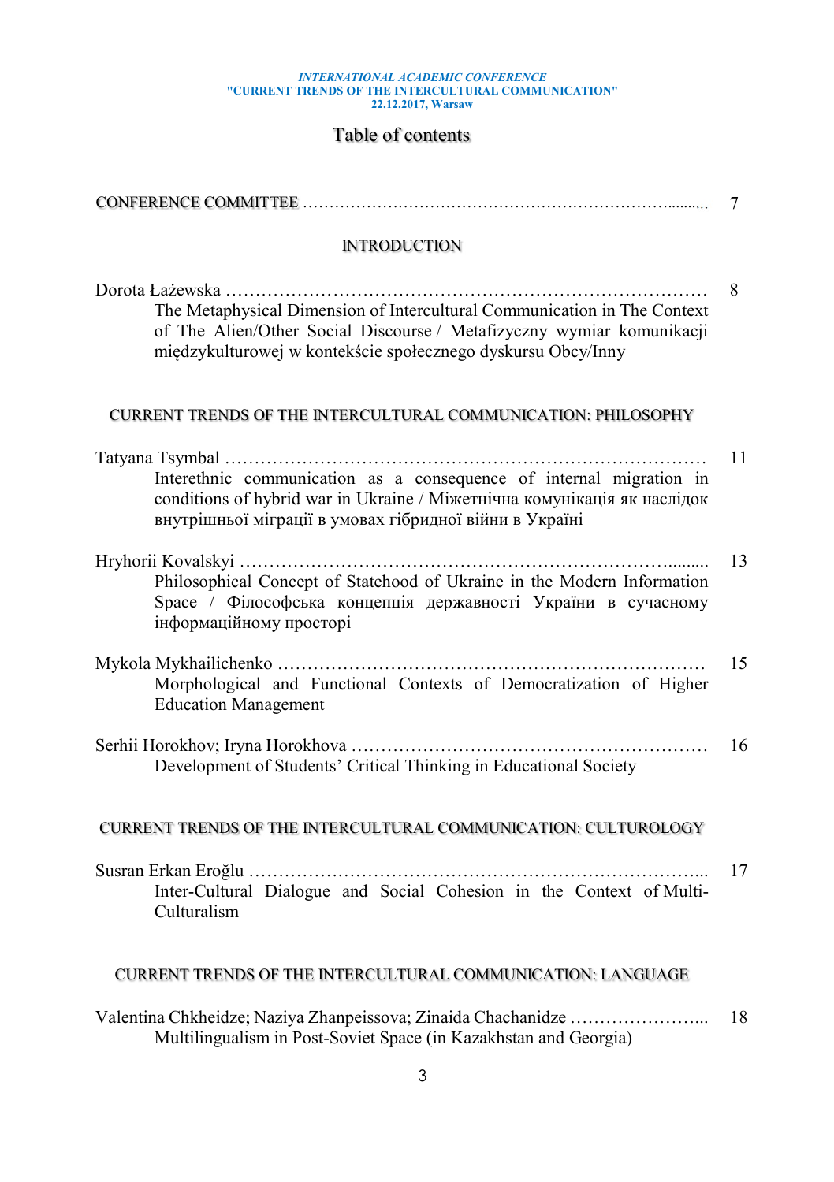# Table of contents

CONFERENCE COMMITTEE ………………………………………………………………….......... 7

## INTRODUCTION

Dorota Łażewska ………………………………………………………………………… 8
The Metaphysical Dimension of Intercultural Communication in The Context of The Alien/Other Social Discourse / Metafizyczny wymiar komunikacji międzykulturowej w kontekście społecznego dyskursu Obcy/Inny

## CURRENT TRENDS OF THE INTERCULTURAL COMMUNICATION: PHILOSOPHY

Tatyana Tsymbal ………………………………………………………………………… 11
Interethnic communication as a consequence of internal migration in conditions of hybrid war in Ukraine / Міжетнічна комунікація як наслідок внутрішньої міграції в умовах гібридної війни в Україні

Hryhorii Kovalskyi ………………………………………………………………......... 13
Philosophical Concept of Statehood of Ukraine in the Modern Information Space / Філософська концепція державності України в сучасному інформаційному просторі

Mykola Mykhailichenko ………………………………………………………………… 15
Morphological and Functional Contexts of Democratization of Higher Education Management

Serhii Horokhov; Iryna Horokhova …………………………………………………… 16
Development of Students' Critical Thinking in Educational Society

## CURRENT TRENDS OF THE INTERCULTURAL COMMUNICATION: CULTUROLOGY

Susran Erkan Eroğlu ……………………………………………………………………... 17
Inter-Cultural Dialogue and Social Cohesion in the Context of Multi-Culturalism

## CURRENT TRENDS OF THE INTERCULTURAL COMMUNICATION: LANGUAGE

Valentina Chkheidze; Naziya Zhanpeissova; Zinaida Chachanidze …………………... 18
Multilingualism in Post-Soviet Space (in Kazakhstan and Georgia)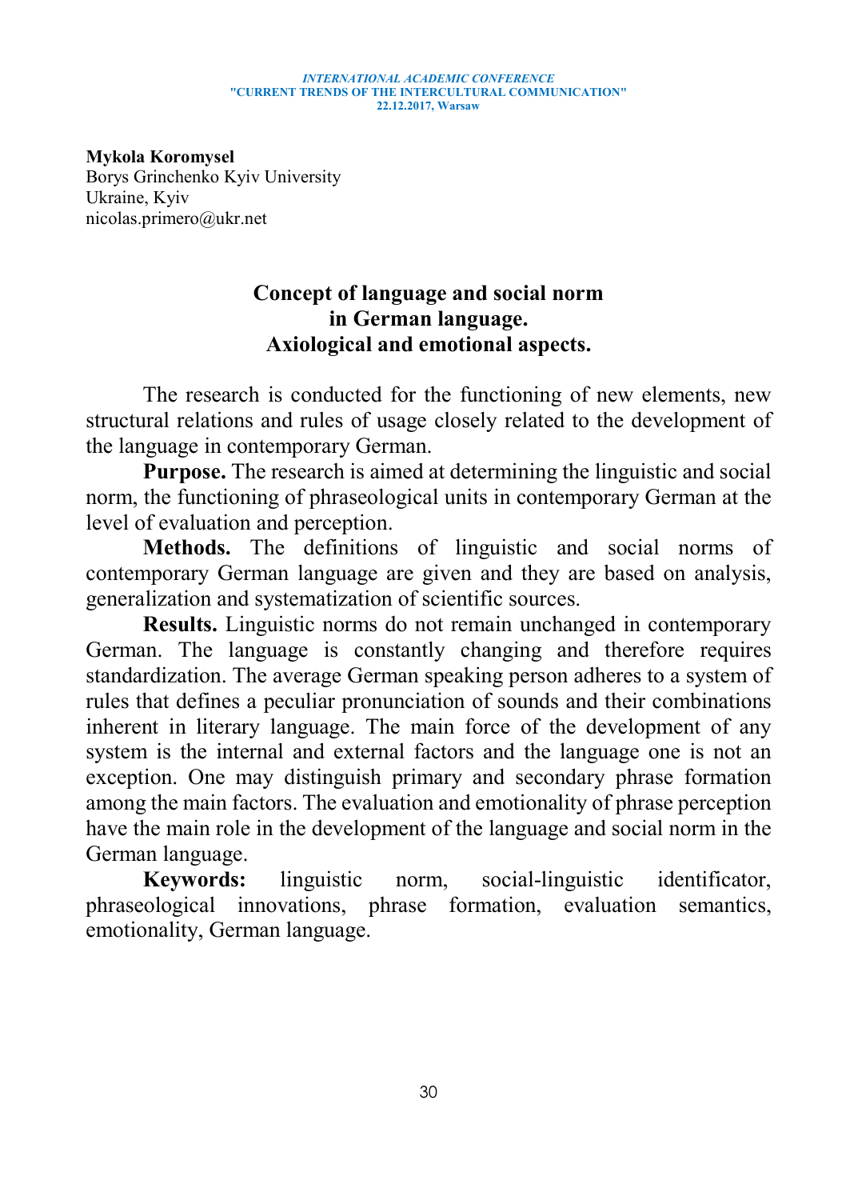**Mykola Koromysel**
Borys Grinchenko Kyiv University
Ukraine, Kyiv
nicolas.primero@ukr.net

## Concept of language and social norm in German language. Axiological and emotional aspects.

The research is conducted for the functioning of new elements, new structural relations and rules of usage closely related to the development of the language in contemporary German.

**Purpose.** The research is aimed at determining the linguistic and social norm, the functioning of phraseological units in contemporary German at the level of evaluation and perception.

**Methods.** The definitions of linguistic and social norms of contemporary German language are given and they are based on analysis, generalization and systematization of scientific sources.

**Results.** Linguistic norms do not remain unchanged in contemporary German. The language is constantly changing and therefore requires standardization. The average German speaking person adheres to a system of rules that defines a peculiar pronunciation of sounds and their combinations inherent in literary language. The main force of the development of any system is the internal and external factors and the language one is not an exception. One may distinguish primary and secondary phrase formation among the main factors. The evaluation and emotionality of phrase perception have the main role in the development of the language and social norm in the German language.

**Keywords:** linguistic norm, social-linguistic identificator, phraseological innovations, phrase formation, evaluation semantics, emotionality, German language.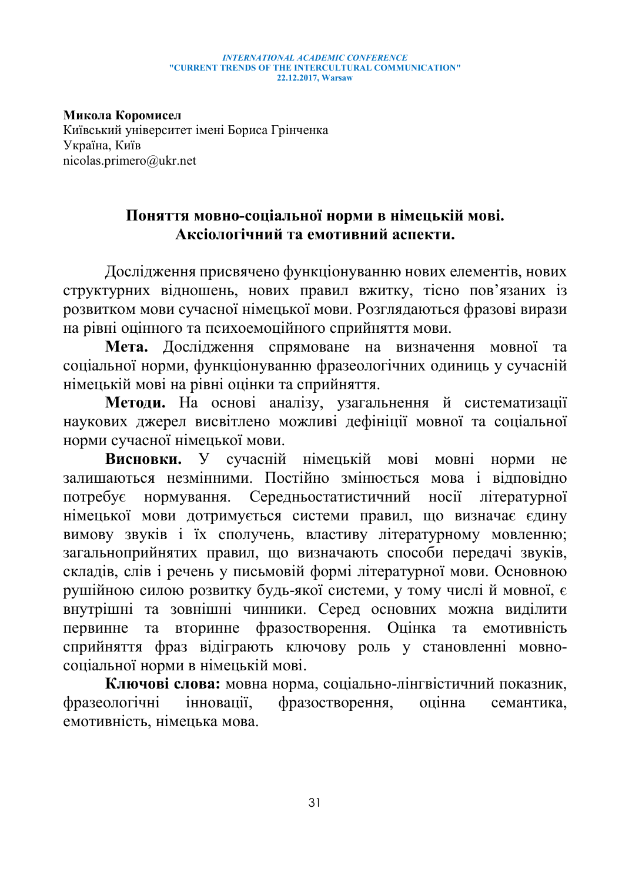**Микола Коромисел**
Київський університет імені Бориса Грінченка
Україна, Київ
nicolas.primero@ukr.net

## Поняття мовно-соціальної норми в німецькій мові. Аксіологічний та емотивний аспекти.

Дослідження присвячено функціонуванню нових елементів, нових структурних відношень, нових правил вжитку, тісно пов'язаних із розвитком мови сучасної німецької мови. Розглядаються фразові вирази на рівні оцінного та психоемоційного сприйняття мови.

**Мета.** Дослідження спрямоване на визначення мовної та соціальної норми, функціонуванню фразеологічних одиниць у сучасній німецькій мові на рівні оцінки та сприйняття.

**Методи.** На основі аналізу, узагальнення й систематизації наукових джерел висвітлено можливі дефініції мовної та соціальної норми сучасної німецької мови.

**Висновки.** У сучасній німецькій мові мовні норми не залишаються незмінними. Постійно змінюється мова і відповідно потребує нормування. Середньостатистичний носії літературної німецької мови дотримується системи правил, що визначає єдину вимову звуків і їх сполучень, властиву літературному мовленню; загальноприйнятих правил, що визначають способи передачі звуків, складів, слів і речень у письмовій формі літературної мови. Основною рушійною силою розвитку будь-якої системи, у тому числі й мовної, є внутрішні та зовнішні чинники. Серед основних можна виділити первинне та вторинне фразостворення. Оцінка та емотивність сприйняття фраз відіграють ключову роль у становленні мовно-соціальної норми в німецькій мові.

**Ключові слова:** мовна норма, соціально-лінгвістичний показник, фразеологічні інновації, фразостворення, оцінна семантика, емотивність, німецька мова.